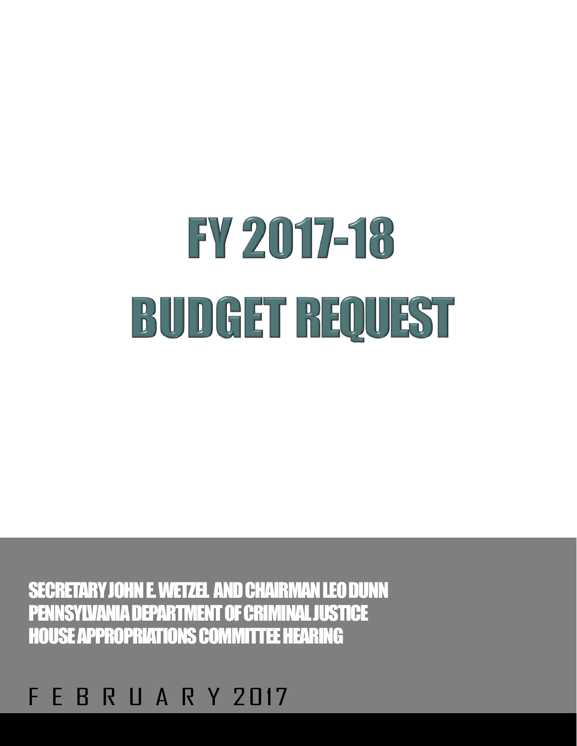# FY 2017-18

# BUDGET REQUEST

**SECRETARY JOHN E. WETZEL AND CHAIRMAN LEO DUNN**
**PENNSYLVANIA DEPARTMENT OF CRIMINAL JUSTICE**
**HOUSE APPROPRIATIONS COMMITTEE HEARING**

F E B R U A R Y 2017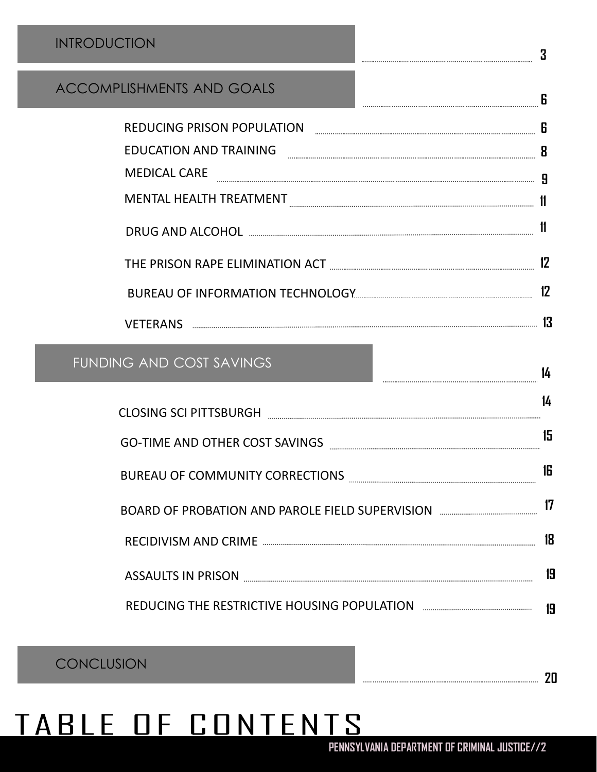# TABLE OF CONTENTS

| Section | Page |
|---|---|
| **INTRODUCTION** | 3 |
| **ACCOMPLISHMENTS AND GOALS** | 6 |
| REDUCING PRISON POPULATION | 6 |
| EDUCATION AND TRAINING | 8 |
| MEDICAL CARE | 9 |
| MENTAL HEALTH TREATMENT | 11 |
| DRUG AND ALCOHOL | 11 |
| THE PRISON RAPE ELIMINATION ACT | 12 |
| BUREAU OF INFORMATION TECHNOLOGY | 12 |
| VETERANS | 13 |
| **FUNDING AND COST SAVINGS** | 14 |
| CLOSING SCI PITTSBURGH | 14 |
| GO-TIME AND OTHER COST SAVINGS | 15 |
| BUREAU OF COMMUNITY CORRECTIONS | 16 |
| BOARD OF PROBATION AND PAROLE FIELD SUPERVISION | 17 |
| RECIDIVISM AND CRIME | 18 |
| ASSAULTS IN PRISON | 19 |
| REDUCING THE RESTRICTIVE HOUSING POPULATION | 19 |
| **CONCLUSION** | 20 |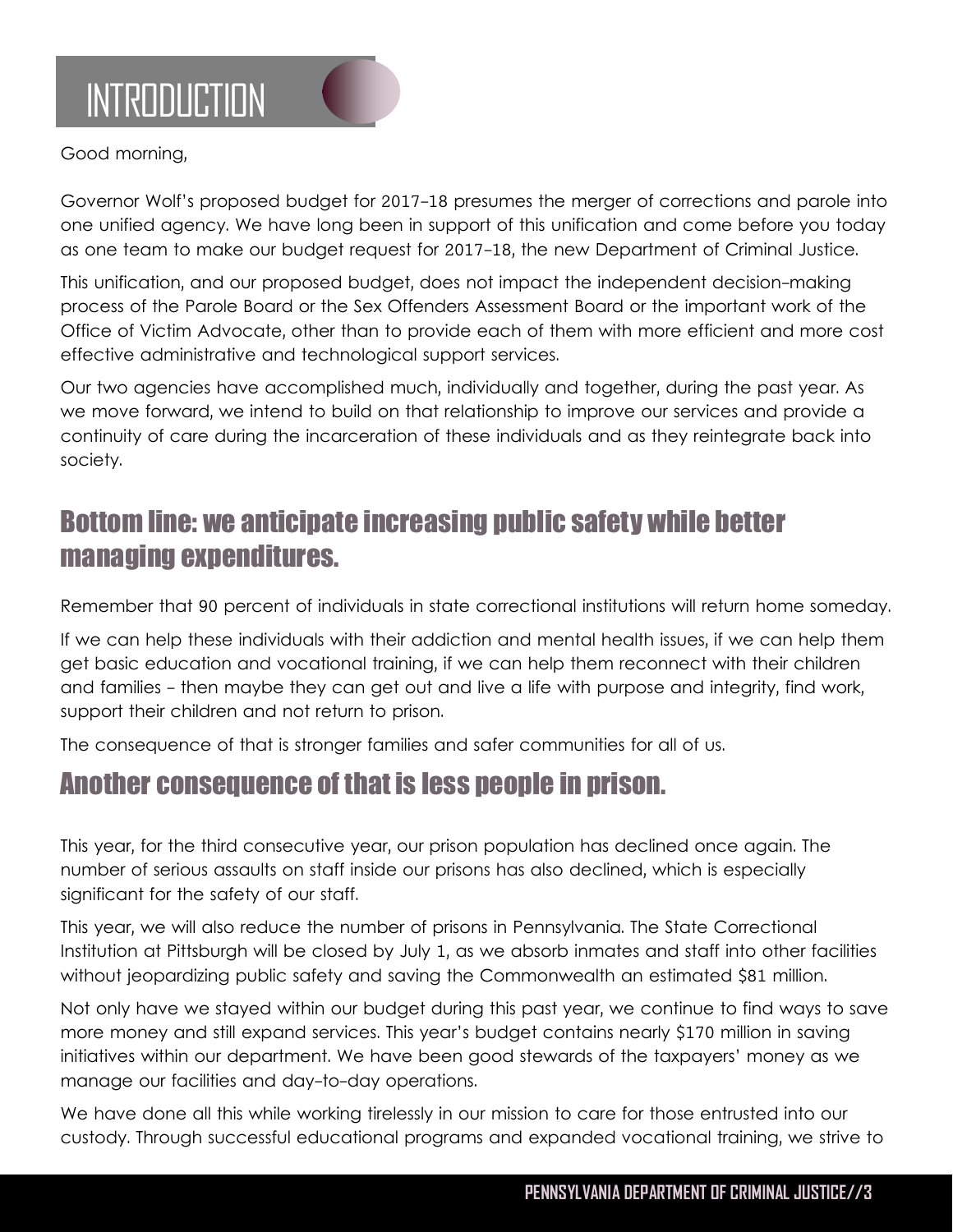# INTRODUCTION

Good morning,

Governor Wolf's proposed budget for 2017-18 presumes the merger of corrections and parole into one unified agency. We have long been in support of this unification and come before you today as one team to make our budget request for 2017-18, the new Department of Criminal Justice.

This unification, and our proposed budget, does not impact the independent decision-making process of the Parole Board or the Sex Offenders Assessment Board or the important work of the Office of Victim Advocate, other than to provide each of them with more efficient and more cost effective administrative and technological support services.

Our two agencies have accomplished much, individually and together, during the past year. As we move forward, we intend to build on that relationship to improve our services and provide a continuity of care during the incarceration of these individuals and as they reintegrate back into society.

## Bottom line: we anticipate increasing public safety while better managing expenditures.

Remember that 90 percent of individuals in state correctional institutions will return home someday.

If we can help these individuals with their addiction and mental health issues, if we can help them get basic education and vocational training, if we can help them reconnect with their children and families - then maybe they can get out and live a life with purpose and integrity, find work, support their children and not return to prison.

The consequence of that is stronger families and safer communities for all of us.

## Another consequence of that is less people in prison.

This year, for the third consecutive year, our prison population has declined once again. The number of serious assaults on staff inside our prisons has also declined, which is especially significant for the safety of our staff.

This year, we will also reduce the number of prisons in Pennsylvania. The State Correctional Institution at Pittsburgh will be closed by July 1, as we absorb inmates and staff into other facilities without jeopardizing public safety and saving the Commonwealth an estimated $81 million.

Not only have we stayed within our budget during this past year, we continue to find ways to save more money and still expand services. This year's budget contains nearly $170 million in saving initiatives within our department. We have been good stewards of the taxpayers' money as we manage our facilities and day-to-day operations.

We have done all this while working tirelessly in our mission to care for those entrusted into our custody. Through successful educational programs and expanded vocational training, we strive to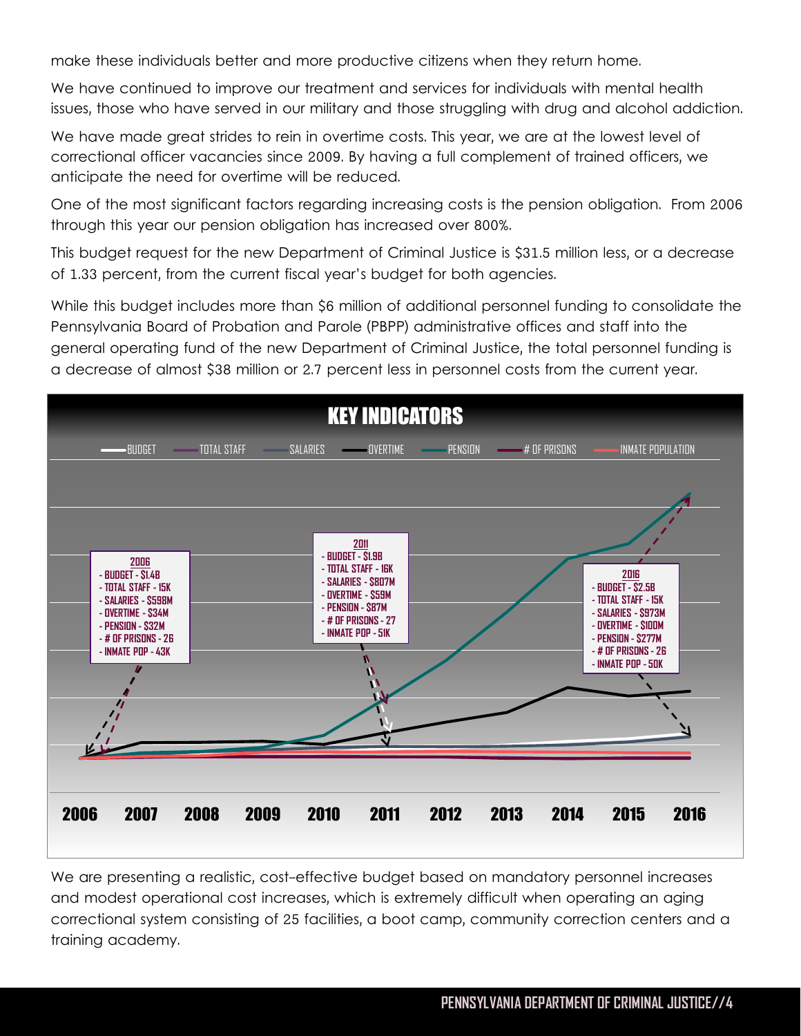make these individuals better and more productive citizens when they return home.

We have continued to improve our treatment and services for individuals with mental health issues, those who have served in our military and those struggling with drug and alcohol addiction.

We have made great strides to rein in overtime costs. This year, we are at the lowest level of correctional officer vacancies since 2009. By having a full complement of trained officers, we anticipate the need for overtime will be reduced.

One of the most significant factors regarding increasing costs is the pension obligation. From 2006 through this year our pension obligation has increased over 800%.

This budget request for the new Department of Criminal Justice is $31.5 million less, or a decrease of 1.33 percent, from the current fiscal year's budget for both agencies.

While this budget includes more than $6 million of additional personnel funding to consolidate the Pennsylvania Board of Probation and Parole (PBPP) administrative offices and staff into the general operating fund of the new Department of Criminal Justice, the total personnel funding is a decrease of almost $38 million or 2.7 percent less in personnel costs from the current year.

## KEY INDICATORS

BUDGET | TOTAL STAFF | SALARIES | OVERTIME | PENSION | # OF PRISONS | INMATE POPULATION

**2006**
- BUDGET - $1.4B
- TOTAL STAFF - 15K
- SALARIES - $598M
- OVERTIME - $34M
- PENSION - $32M
- # OF PRISONS - 26
- INMATE POP - 43K

**2011**
- BUDGET - $1.9B
- TOTAL STAFF - 16K
- SALARIES - $807M
- OVERTIME - $59M
- PENSION - $87M
- # OF PRISONS - 27
- INMATE POP - 51K

**2016**
- BUDGET - $2.5B
- TOTAL STAFF - 15K
- SALARIES - $973M
- OVERTIME - $100M
- PENSION - $277M
- # OF PRISONS - 26
- INMATE POP - 50K

2006 2007 2008 2009 2010 2011 2012 2013 2014 2015 2016

We are presenting a realistic, cost-effective budget based on mandatory personnel increases and modest operational cost increases, which is extremely difficult when operating an aging correctional system consisting of 25 facilities, a boot camp, community correction centers and a training academy.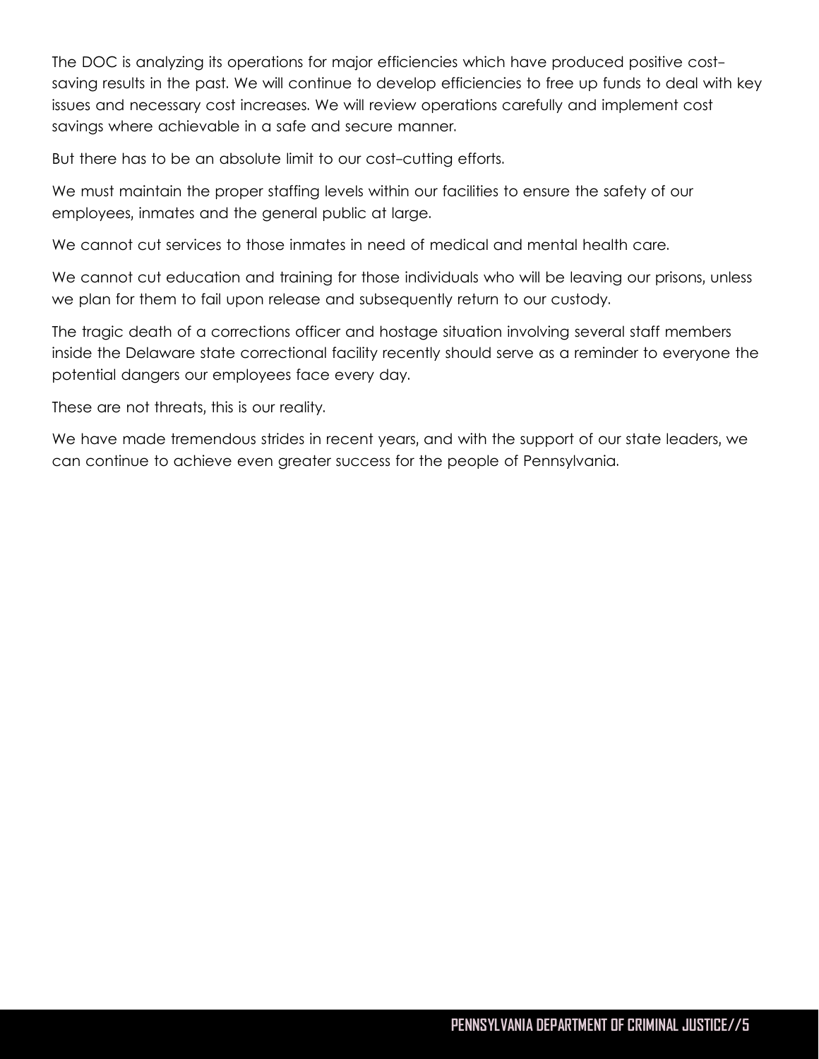The DOC is analyzing its operations for major efficiencies which have produced positive cost-saving results in the past. We will continue to develop efficiencies to free up funds to deal with key issues and necessary cost increases. We will review operations carefully and implement cost savings where achievable in a safe and secure manner.

But there has to be an absolute limit to our cost-cutting efforts.

We must maintain the proper staffing levels within our facilities to ensure the safety of our employees, inmates and the general public at large.

We cannot cut services to those inmates in need of medical and mental health care.

We cannot cut education and training for those individuals who will be leaving our prisons, unless we plan for them to fail upon release and subsequently return to our custody.

The tragic death of a corrections officer and hostage situation involving several staff members inside the Delaware state correctional facility recently should serve as a reminder to everyone the potential dangers our employees face every day.

These are not threats, this is our reality.

We have made tremendous strides in recent years, and with the support of our state leaders, we can continue to achieve even greater success for the people of Pennsylvania.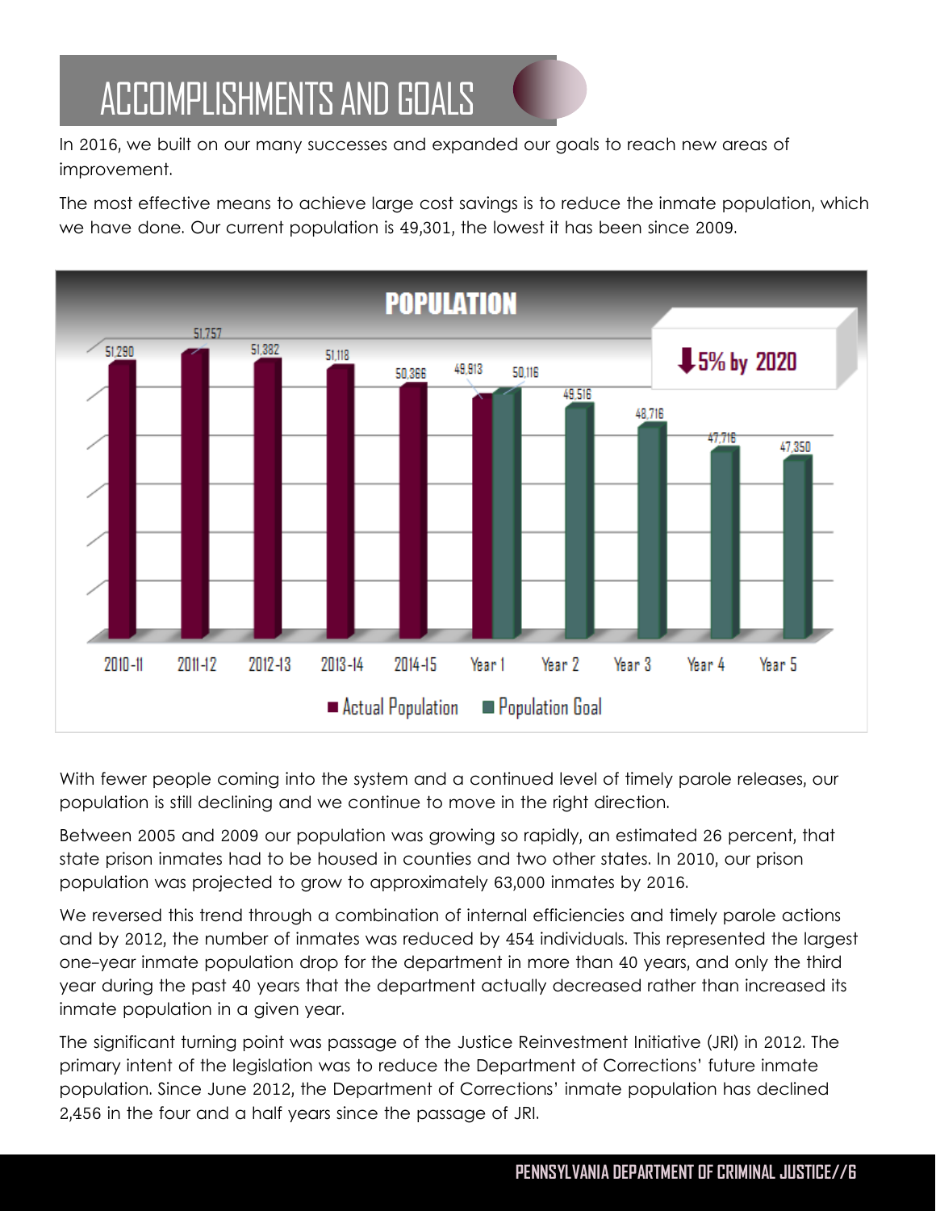# ACCOMPLISHMENTS AND GOALS

In 2016, we built on our many successes and expanded our goals to reach new areas of improvement.

The most effective means to achieve large cost savings is to reduce the inmate population, which we have done. Our current population is 49,301, the lowest it has been since 2009.

**POPULATION**

⬇5% by 2020

| Period | Actual Population | Population Goal |
|---|---|---|
| 2010-11 | 51,290 | |
| 2011-12 | 51,757 | |
| 2012-13 | 51,382 | |
| 2013-14 | 51,118 | |
| 2014-15 | 50,366 | |
| Year 1 | 49,913 | 50,116 |
| Year 2 | | 49,516 |
| Year 3 | | 48,716 |
| Year 4 | | 47,716 |
| Year 5 | | 47,350 |

With fewer people coming into the system and a continued level of timely parole releases, our population is still declining and we continue to move in the right direction.

Between 2005 and 2009 our population was growing so rapidly, an estimated 26 percent, that state prison inmates had to be housed in counties and two other states. In 2010, our prison population was projected to grow to approximately 63,000 inmates by 2016.

We reversed this trend through a combination of internal efficiencies and timely parole actions and by 2012, the number of inmates was reduced by 454 individuals. This represented the largest one-year inmate population drop for the department in more than 40 years, and only the third year during the past 40 years that the department actually decreased rather than increased its inmate population in a given year.

The significant turning point was passage of the Justice Reinvestment Initiative (JRI) in 2012. The primary intent of the legislation was to reduce the Department of Corrections' future inmate population. Since June 2012, the Department of Corrections' inmate population has declined 2,456 in the four and a half years since the passage of JRI.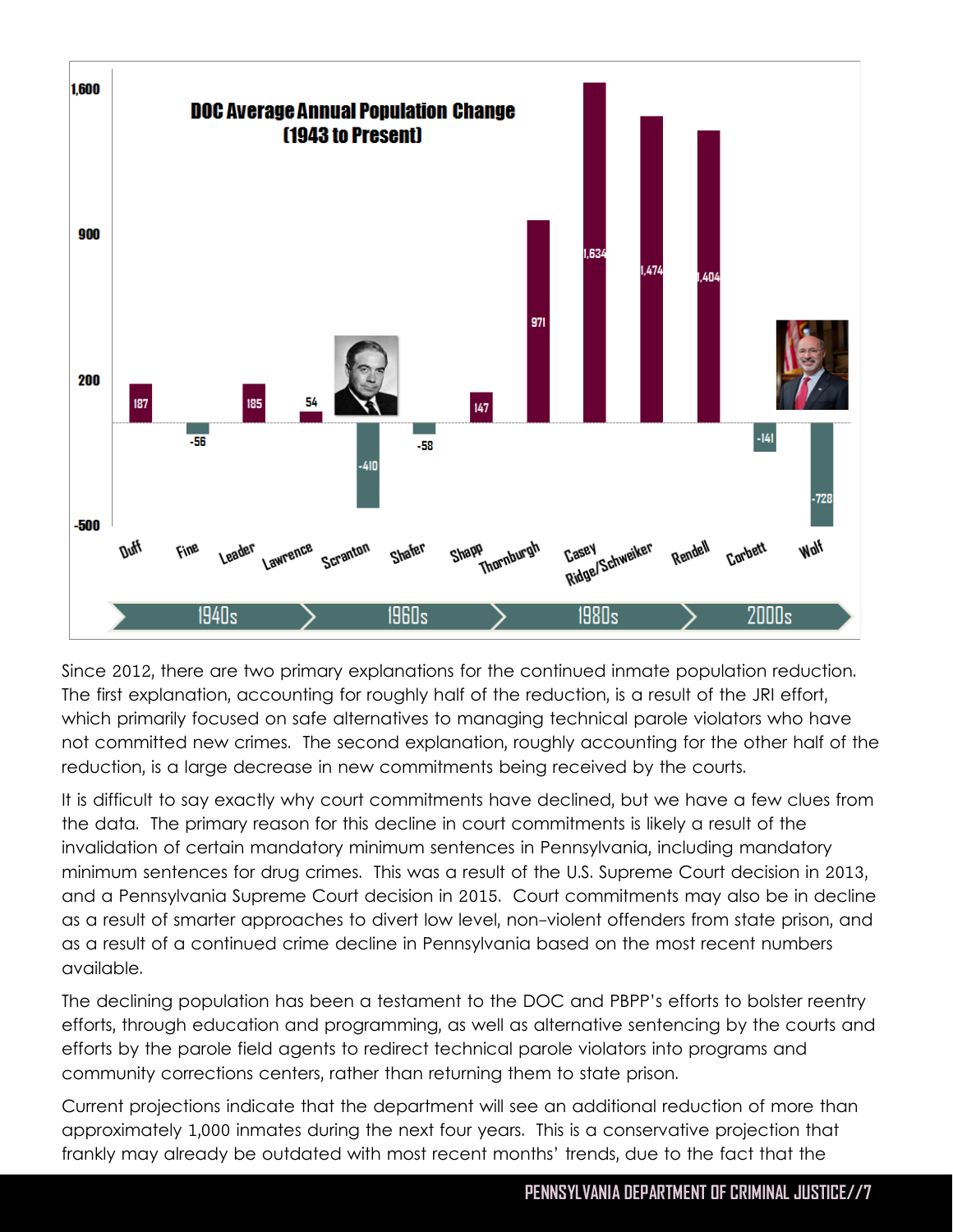**DOC Average Annual Population Change (1943 to Present)**

| Governor | Average Annual Population Change |
|---|---|
| Duff | 187 |
| Fine | -56 |
| Leader | 185 |
| Lawrence | 54 |
| Scranton | -410 |
| Shafer | -58 |
| Shapp | 147 |
| Thornburgh | 971 |
| Casey | 1,634 |
| Ridge/Schweiker | 1,474 |
| Rendell | 1,404 |
| Corbett | -141 |
| Wolf | -728 |

Since 2012, there are two primary explanations for the continued inmate population reduction. The first explanation, accounting for roughly half of the reduction, is a result of the JRI effort, which primarily focused on safe alternatives to managing technical parole violators who have not committed new crimes. The second explanation, roughly accounting for the other half of the reduction, is a large decrease in new commitments being received by the courts.

It is difficult to say exactly why court commitments have declined, but we have a few clues from the data. The primary reason for this decline in court commitments is likely a result of the invalidation of certain mandatory minimum sentences in Pennsylvania, including mandatory minimum sentences for drug crimes. This was a result of the U.S. Supreme Court decision in 2013, and a Pennsylvania Supreme Court decision in 2015. Court commitments may also be in decline as a result of smarter approaches to divert low level, non-violent offenders from state prison, and as a result of a continued crime decline in Pennsylvania based on the most recent numbers available.

The declining population has been a testament to the DOC and PBPP's efforts to bolster reentry efforts, through education and programming, as well as alternative sentencing by the courts and efforts by the parole field agents to redirect technical parole violators into programs and community corrections centers, rather than returning them to state prison.

Current projections indicate that the department will see an additional reduction of more than approximately 1,000 inmates during the next four years. This is a conservative projection that frankly may already be outdated with most recent months' trends, due to the fact that the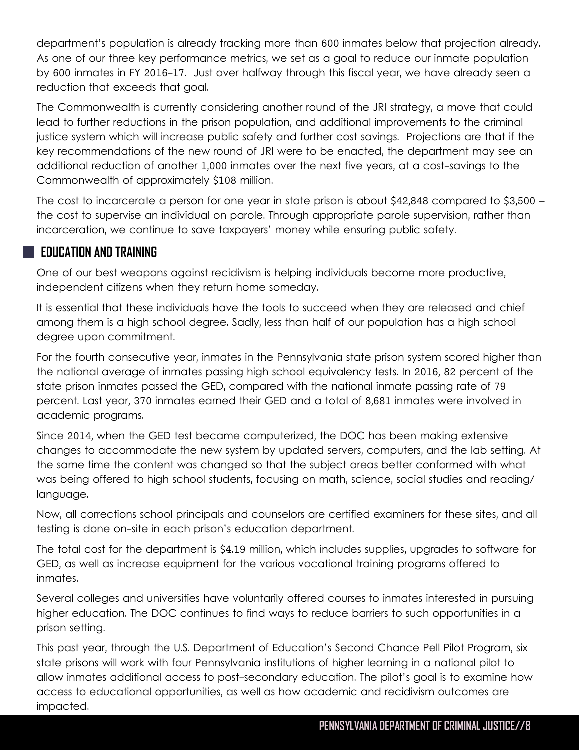department's population is already tracking more than 600 inmates below that projection already. As one of our three key performance metrics, we set as a goal to reduce our inmate population by 600 inmates in FY 2016-17. Just over halfway through this fiscal year, we have already seen a reduction that exceeds that goal.

The Commonwealth is currently considering another round of the JRI strategy, a move that could lead to further reductions in the prison population, and additional improvements to the criminal justice system which will increase public safety and further cost savings. Projections are that if the key recommendations of the new round of JRI were to be enacted, the department may see an additional reduction of another 1,000 inmates over the next five years, at a cost-savings to the Commonwealth of approximately $108 million.

The cost to incarcerate a person for one year in state prison is about $42,848 compared to $3,500 – the cost to supervise an individual on parole. Through appropriate parole supervision, rather than incarceration, we continue to save taxpayers' money while ensuring public safety.

## EDUCATION AND TRAINING

One of our best weapons against recidivism is helping individuals become more productive, independent citizens when they return home someday.

It is essential that these individuals have the tools to succeed when they are released and chief among them is a high school degree. Sadly, less than half of our population has a high school degree upon commitment.

For the fourth consecutive year, inmates in the Pennsylvania state prison system scored higher than the national average of inmates passing high school equivalency tests. In 2016, 82 percent of the state prison inmates passed the GED, compared with the national inmate passing rate of 79 percent. Last year, 370 inmates earned their GED and a total of 8,681 inmates were involved in academic programs.

Since 2014, when the GED test became computerized, the DOC has been making extensive changes to accommodate the new system by updated servers, computers, and the lab setting. At the same time the content was changed so that the subject areas better conformed with what was being offered to high school students, focusing on math, science, social studies and reading/language.

Now, all corrections school principals and counselors are certified examiners for these sites, and all testing is done on-site in each prison's education department.

The total cost for the department is $4.19 million, which includes supplies, upgrades to software for GED, as well as increase equipment for the various vocational training programs offered to inmates.

Several colleges and universities have voluntarily offered courses to inmates interested in pursuing higher education. The DOC continues to find ways to reduce barriers to such opportunities in a prison setting.

This past year, through the U.S. Department of Education's Second Chance Pell Pilot Program, six state prisons will work with four Pennsylvania institutions of higher learning in a national pilot to allow inmates additional access to post-secondary education. The pilot's goal is to examine how access to educational opportunities, as well as how academic and recidivism outcomes are impacted.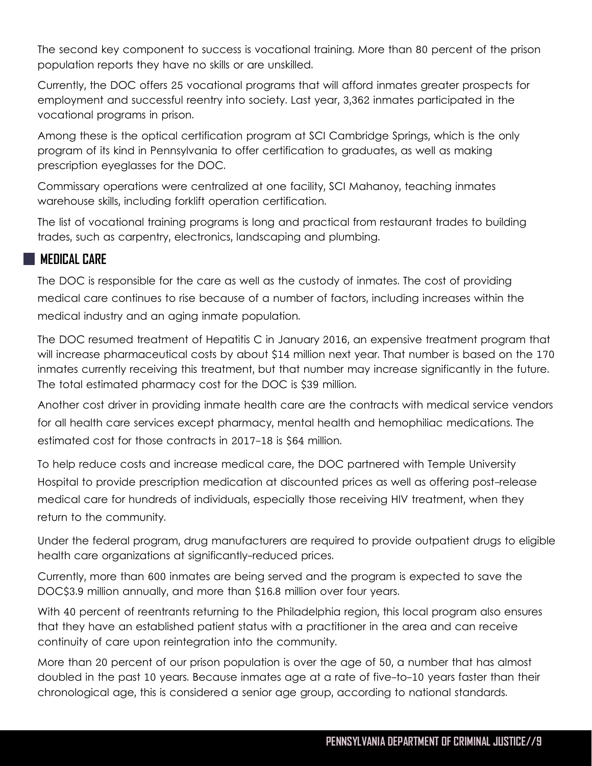The second key component to success is vocational training. More than 80 percent of the prison population reports they have no skills or are unskilled.

Currently, the DOC offers 25 vocational programs that will afford inmates greater prospects for employment and successful reentry into society. Last year, 3,362 inmates participated in the vocational programs in prison.

Among these is the optical certification program at SCI Cambridge Springs, which is the only program of its kind in Pennsylvania to offer certification to graduates, as well as making prescription eyeglasses for the DOC.

Commissary operations were centralized at one facility, SCI Mahanoy, teaching inmates warehouse skills, including forklift operation certification.

The list of vocational training programs is long and practical from restaurant trades to building trades, such as carpentry, electronics, landscaping and plumbing.

## MEDICAL CARE

The DOC is responsible for the care as well as the custody of inmates. The cost of providing medical care continues to rise because of a number of factors, including increases within the medical industry and an aging inmate population.

The DOC resumed treatment of Hepatitis C in January 2016, an expensive treatment program that will increase pharmaceutical costs by about $14 million next year. That number is based on the 170 inmates currently receiving this treatment, but that number may increase significantly in the future. The total estimated pharmacy cost for the DOC is $39 million.

Another cost driver in providing inmate health care are the contracts with medical service vendors for all health care services except pharmacy, mental health and hemophiliac medications. The estimated cost for those contracts in 2017-18 is $64 million.

To help reduce costs and increase medical care, the DOC partnered with Temple University Hospital to provide prescription medication at discounted prices as well as offering post-release medical care for hundreds of individuals, especially those receiving HIV treatment, when they return to the community.

Under the federal program, drug manufacturers are required to provide outpatient drugs to eligible health care organizations at significantly-reduced prices.

Currently, more than 600 inmates are being served and the program is expected to save the DOC$3.9 million annually, and more than $16.8 million over four years.

With 40 percent of reentrants returning to the Philadelphia region, this local program also ensures that they have an established patient status with a practitioner in the area and can receive continuity of care upon reintegration into the community.

More than 20 percent of our prison population is over the age of 50, a number that has almost doubled in the past 10 years. Because inmates age at a rate of five-to-10 years faster than their chronological age, this is considered a senior age group, according to national standards.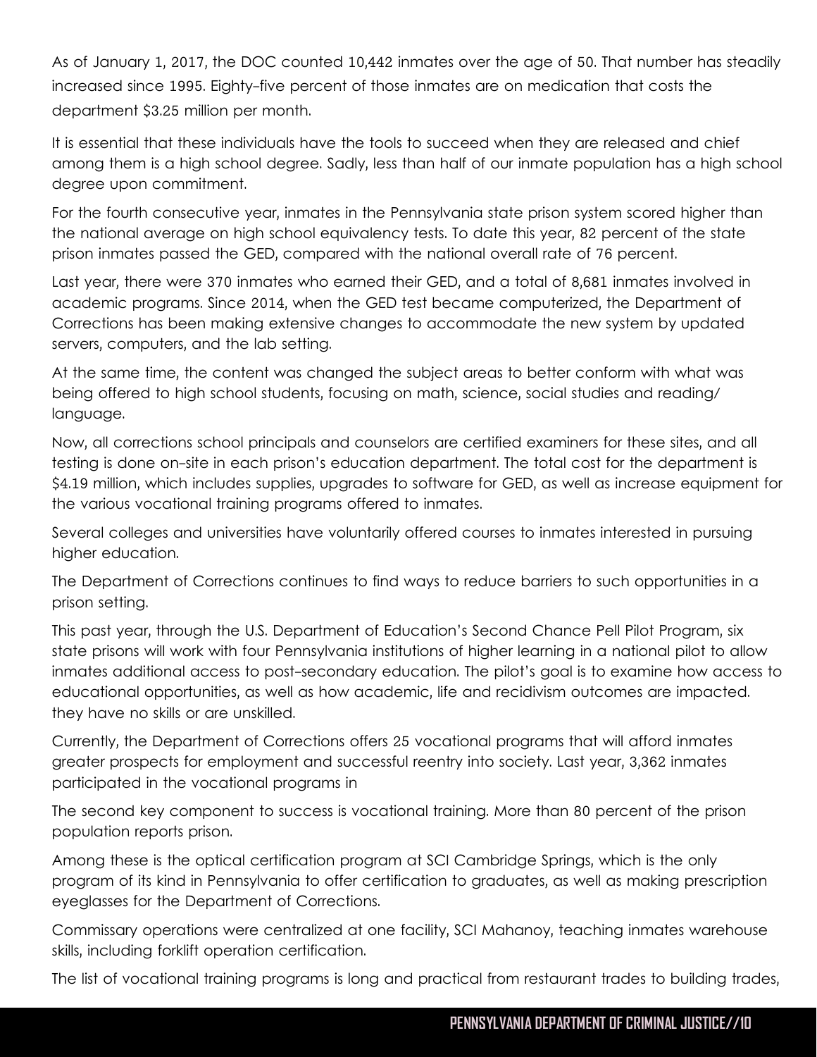As of January 1, 2017, the DOC counted 10,442 inmates over the age of 50. That number has steadily increased since 1995. Eighty-five percent of those inmates are on medication that costs the department $3.25 million per month.

It is essential that these individuals have the tools to succeed when they are released and chief among them is a high school degree. Sadly, less than half of our inmate population has a high school degree upon commitment.

For the fourth consecutive year, inmates in the Pennsylvania state prison system scored higher than the national average on high school equivalency tests. To date this year, 82 percent of the state prison inmates passed the GED, compared with the national overall rate of 76 percent.

Last year, there were 370 inmates who earned their GED, and a total of 8,681 inmates involved in academic programs. Since 2014, when the GED test became computerized, the Department of Corrections has been making extensive changes to accommodate the new system by updated servers, computers, and the lab setting.

At the same time, the content was changed the subject areas to better conform with what was being offered to high school students, focusing on math, science, social studies and reading/language.

Now, all corrections school principals and counselors are certified examiners for these sites, and all testing is done on-site in each prison's education department. The total cost for the department is $4.19 million, which includes supplies, upgrades to software for GED, as well as increase equipment for the various vocational training programs offered to inmates.

Several colleges and universities have voluntarily offered courses to inmates interested in pursuing higher education.

The Department of Corrections continues to find ways to reduce barriers to such opportunities in a prison setting.

This past year, through the U.S. Department of Education's Second Chance Pell Pilot Program, six state prisons will work with four Pennsylvania institutions of higher learning in a national pilot to allow inmates additional access to post-secondary education. The pilot's goal is to examine how access to educational opportunities, as well as how academic, life and recidivism outcomes are impacted. they have no skills or are unskilled.

Currently, the Department of Corrections offers 25 vocational programs that will afford inmates greater prospects for employment and successful reentry into society. Last year, 3,362 inmates participated in the vocational programs in

The second key component to success is vocational training. More than 80 percent of the prison population reports prison.

Among these is the optical certification program at SCI Cambridge Springs, which is the only program of its kind in Pennsylvania to offer certification to graduates, as well as making prescription eyeglasses for the Department of Corrections.

Commissary operations were centralized at one facility, SCI Mahanoy, teaching inmates warehouse skills, including forklift operation certification.

The list of vocational training programs is long and practical from restaurant trades to building trades,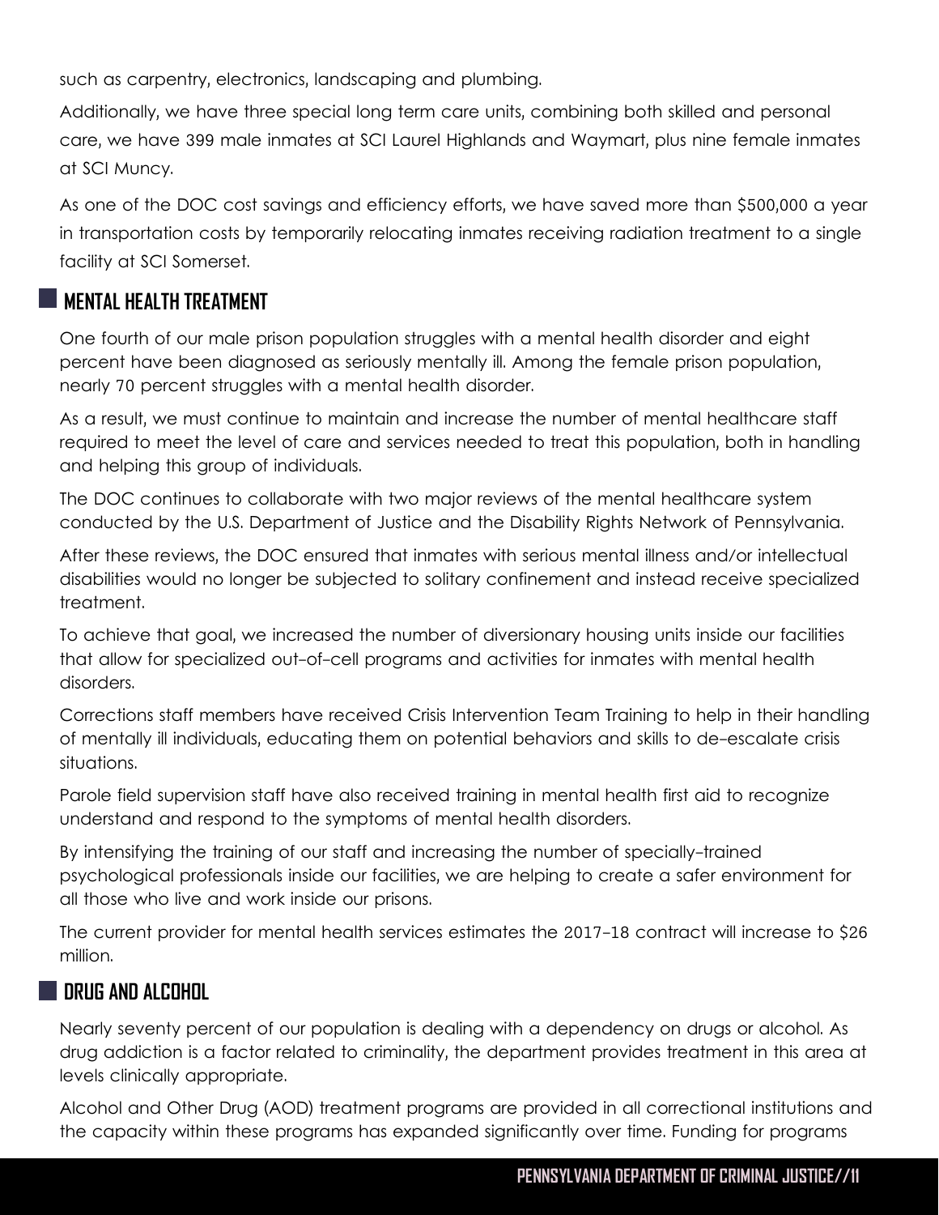such as carpentry, electronics, landscaping and plumbing.

Additionally, we have three special long term care units, combining both skilled and personal care, we have 399 male inmates at SCI Laurel Highlands and Waymart, plus nine female inmates at SCI Muncy.

As one of the DOC cost savings and efficiency efforts, we have saved more than $500,000 a year in transportation costs by temporarily relocating inmates receiving radiation treatment to a single facility at SCI Somerset.

## MENTAL HEALTH TREATMENT

One fourth of our male prison population struggles with a mental health disorder and eight percent have been diagnosed as seriously mentally ill. Among the female prison population, nearly 70 percent struggles with a mental health disorder.

As a result, we must continue to maintain and increase the number of mental healthcare staff required to meet the level of care and services needed to treat this population, both in handling and helping this group of individuals.

The DOC continues to collaborate with two major reviews of the mental healthcare system conducted by the U.S. Department of Justice and the Disability Rights Network of Pennsylvania.

After these reviews, the DOC ensured that inmates with serious mental illness and/or intellectual disabilities would no longer be subjected to solitary confinement and instead receive specialized treatment.

To achieve that goal, we increased the number of diversionary housing units inside our facilities that allow for specialized out-of-cell programs and activities for inmates with mental health disorders.

Corrections staff members have received Crisis Intervention Team Training to help in their handling of mentally ill individuals, educating them on potential behaviors and skills to de-escalate crisis situations.

Parole field supervision staff have also received training in mental health first aid to recognize understand and respond to the symptoms of mental health disorders.

By intensifying the training of our staff and increasing the number of specially-trained psychological professionals inside our facilities, we are helping to create a safer environment for all those who live and work inside our prisons.

The current provider for mental health services estimates the 2017-18 contract will increase to $26 million.

## DRUG AND ALCOHOL

Nearly seventy percent of our population is dealing with a dependency on drugs or alcohol. As drug addiction is a factor related to criminality, the department provides treatment in this area at levels clinically appropriate.

Alcohol and Other Drug (AOD) treatment programs are provided in all correctional institutions and the capacity within these programs has expanded significantly over time. Funding for programs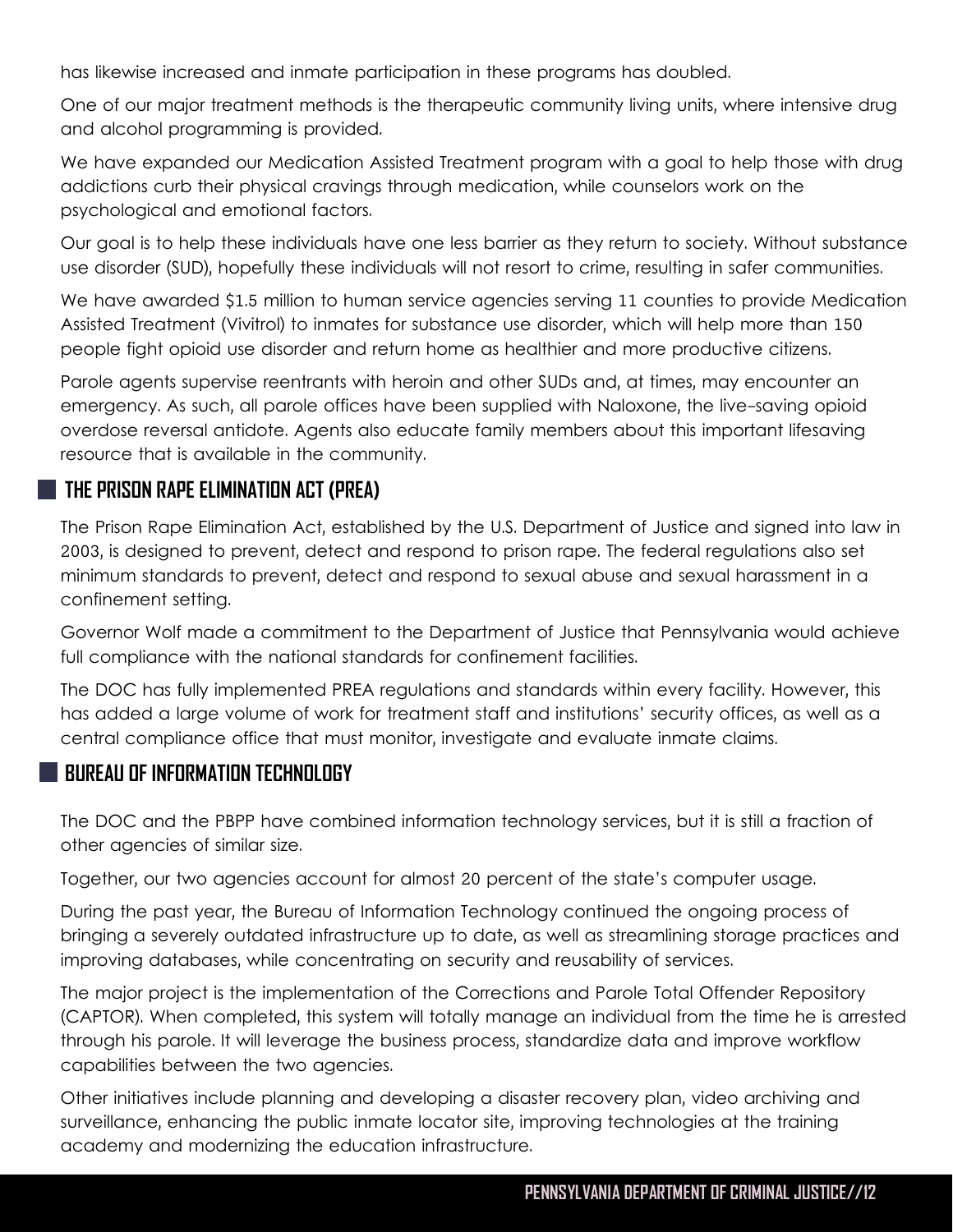has likewise increased and inmate participation in these programs has doubled.

One of our major treatment methods is the therapeutic community living units, where intensive drug and alcohol programming is provided.

We have expanded our Medication Assisted Treatment program with a goal to help those with drug addictions curb their physical cravings through medication, while counselors work on the psychological and emotional factors.

Our goal is to help these individuals have one less barrier as they return to society. Without substance use disorder (SUD), hopefully these individuals will not resort to crime, resulting in safer communities.

We have awarded $1.5 million to human service agencies serving 11 counties to provide Medication Assisted Treatment (Vivitrol) to inmates for substance use disorder, which will help more than 150 people fight opioid use disorder and return home as healthier and more productive citizens.

Parole agents supervise reentrants with heroin and other SUDs and, at times, may encounter an emergency. As such, all parole offices have been supplied with Naloxone, the live-saving opioid overdose reversal antidote. Agents also educate family members about this important lifesaving resource that is available in the community.

## THE PRISON RAPE ELIMINATION ACT (PREA)

The Prison Rape Elimination Act, established by the U.S. Department of Justice and signed into law in 2003, is designed to prevent, detect and respond to prison rape. The federal regulations also set minimum standards to prevent, detect and respond to sexual abuse and sexual harassment in a confinement setting.

Governor Wolf made a commitment to the Department of Justice that Pennsylvania would achieve full compliance with the national standards for confinement facilities.

The DOC has fully implemented PREA regulations and standards within every facility. However, this has added a large volume of work for treatment staff and institutions' security offices, as well as a central compliance office that must monitor, investigate and evaluate inmate claims.

## BUREAU OF INFORMATION TECHNOLOGY

The DOC and the PBPP have combined information technology services, but it is still a fraction of other agencies of similar size.

Together, our two agencies account for almost 20 percent of the state's computer usage.

During the past year, the Bureau of Information Technology continued the ongoing process of bringing a severely outdated infrastructure up to date, as well as streamlining storage practices and improving databases, while concentrating on security and reusability of services.

The major project is the implementation of the Corrections and Parole Total Offender Repository (CAPTOR). When completed, this system will totally manage an individual from the time he is arrested through his parole. It will leverage the business process, standardize data and improve workflow capabilities between the two agencies.

Other initiatives include planning and developing a disaster recovery plan, video archiving and surveillance, enhancing the public inmate locator site, improving technologies at the training academy and modernizing the education infrastructure.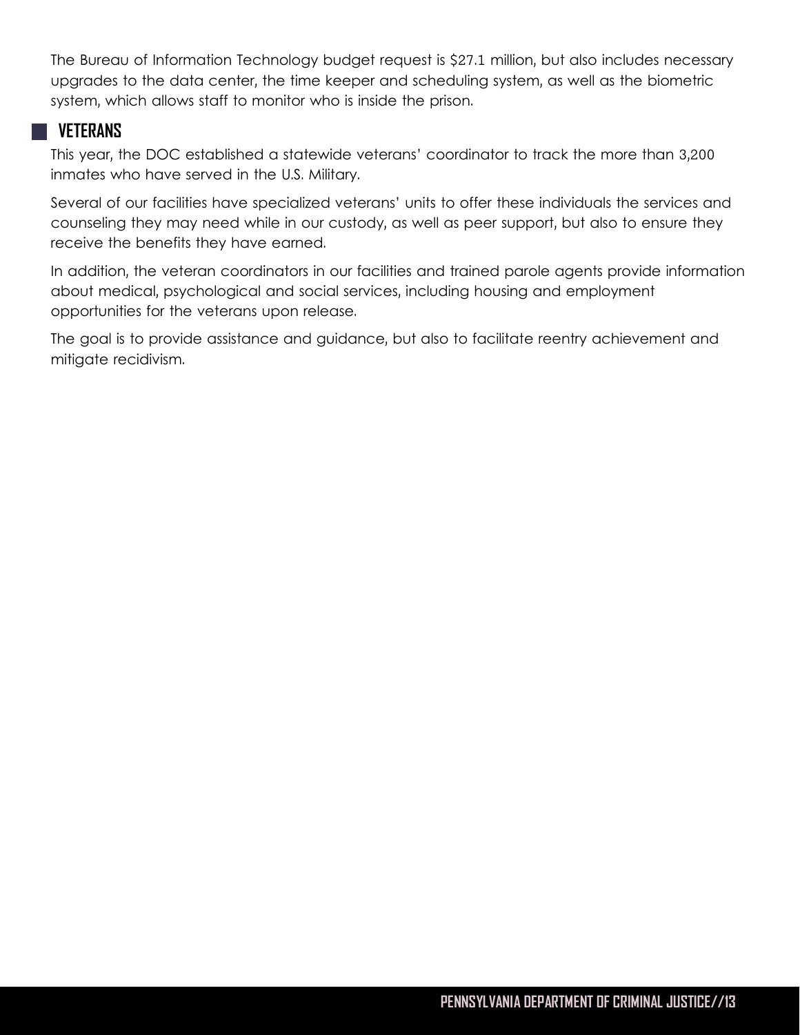The Bureau of Information Technology budget request is $27.1 million, but also includes necessary upgrades to the data center, the time keeper and scheduling system, as well as the biometric system, which allows staff to monitor who is inside the prison.

## VETERANS

This year, the DOC established a statewide veterans' coordinator to track the more than 3,200 inmates who have served in the U.S. Military.

Several of our facilities have specialized veterans' units to offer these individuals the services and counseling they may need while in our custody, as well as peer support, but also to ensure they receive the benefits they have earned.

In addition, the veteran coordinators in our facilities and trained parole agents provide information about medical, psychological and social services, including housing and employment opportunities for the veterans upon release.

The goal is to provide assistance and guidance, but also to facilitate reentry achievement and mitigate recidivism.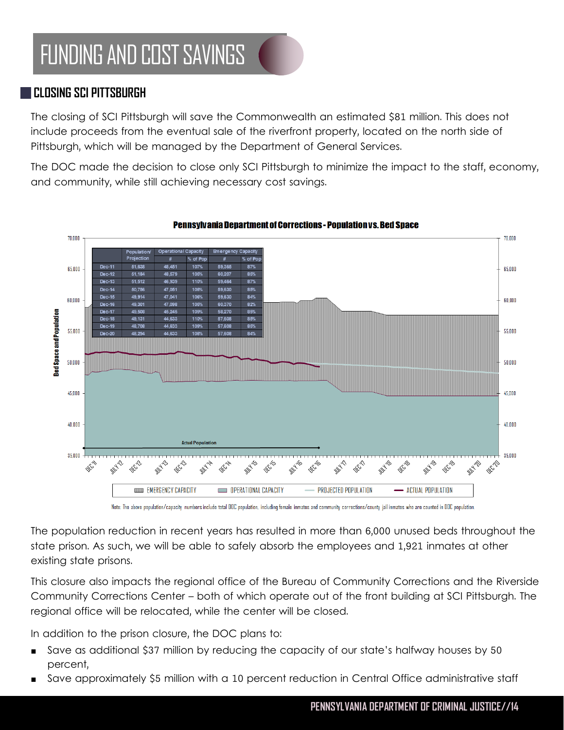# FUNDING AND COST SAVINGS

## CLOSING SCI PITTSBURGH

The closing of SCI Pittsburgh will save the Commonwealth an estimated $81 million. This does not include proceeds from the eventual sale of the riverfront property, located on the north side of Pittsburgh, which will be managed by the Department of General Services.

The DOC made the decision to close only SCI Pittsburgh to minimize the impact to the staff, economy, and community, while still achieving necessary cost savings.

**Pennsylvania Department of Corrections - Population vs. Bed Space**

| | Population/ Projection | Operational Capacity | | Emergency Capacity | |
|---|---|---|---|---|---|
| | | # | % of Pop | # | % of Pop |
| Dec-11 | 51,638 | 48,451 | 107% | 59,365 | 87% |
| Dec-12 | 51,184 | 48,579 | 105% | 60,207 | 85% |
| Dec-13 | 51,512 | 46,939 | 110% | 59,464 | 87% |
| Dec-14 | 50,756 | 47,051 | 108% | 59,630 | 85% |
| Dec-15 | 49,914 | 47,041 | 106% | 59,630 | 84% |
| Dec-16 | 49,301 | 47,098 | 105% | 60,370 | 82% |
| Dec-17 | 49,508 | 45,245 | 109% | 58,270 | 85% |
| Dec-18 | 49,131 | 44,633 | 110% | 57,608 | 85% |
| Dec-19 | 48,708 | 44,633 | 109% | 57,608 | 85% |
| Dec-20 | 48,294 | 44,633 | 108% | 57,608 | 84% |

Legend: EMERGENCY CAPACITY, OPERATIONAL CAPACITY, PROJECTED POPULATION, ACTUAL POPULATION

Note: The above population/capacity numbers include total DOC population, including female inmates and community corrections/county jail inmates who are counted in DOC population.

The population reduction in recent years has resulted in more than 6,000 unused beds throughout the state prison. As such, we will be able to safely absorb the employees and 1,921 inmates at other existing state prisons.

This closure also impacts the regional office of the Bureau of Community Corrections and the Riverside Community Corrections Center – both of which operate out of the front building at SCI Pittsburgh. The regional office will be relocated, while the center will be closed.

In addition to the prison closure, the DOC plans to:

- Save as additional $37 million by reducing the capacity of our state's halfway houses by 50 percent,
- Save approximately $5 million with a 10 percent reduction in Central Office administrative staff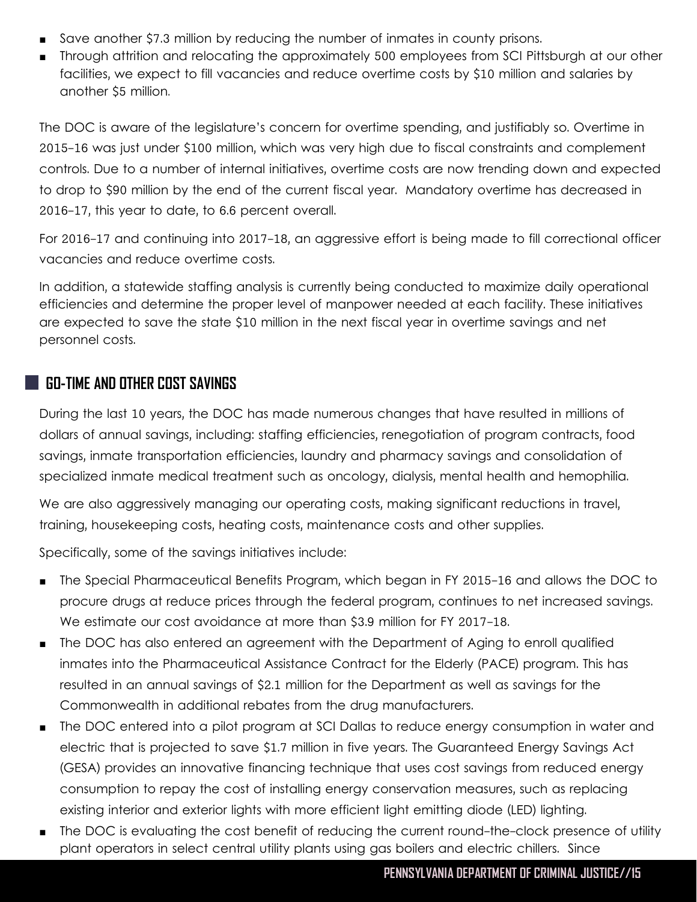- Save another $7.3 million by reducing the number of inmates in county prisons.
- Through attrition and relocating the approximately 500 employees from SCI Pittsburgh at our other facilities, we expect to fill vacancies and reduce overtime costs by $10 million and salaries by another $5 million.

The DOC is aware of the legislature's concern for overtime spending, and justifiably so. Overtime in 2015-16 was just under $100 million, which was very high due to fiscal constraints and complement controls. Due to a number of internal initiatives, overtime costs are now trending down and expected to drop to $90 million by the end of the current fiscal year. Mandatory overtime has decreased in 2016-17, this year to date, to 6.6 percent overall.

For 2016-17 and continuing into 2017-18, an aggressive effort is being made to fill correctional officer vacancies and reduce overtime costs.

In addition, a statewide staffing analysis is currently being conducted to maximize daily operational efficiencies and determine the proper level of manpower needed at each facility. These initiatives are expected to save the state $10 million in the next fiscal year in overtime savings and net personnel costs.

## GO-TIME AND OTHER COST SAVINGS

During the last 10 years, the DOC has made numerous changes that have resulted in millions of dollars of annual savings, including: staffing efficiencies, renegotiation of program contracts, food savings, inmate transportation efficiencies, laundry and pharmacy savings and consolidation of specialized inmate medical treatment such as oncology, dialysis, mental health and hemophilia.

We are also aggressively managing our operating costs, making significant reductions in travel, training, housekeeping costs, heating costs, maintenance costs and other supplies.

Specifically, some of the savings initiatives include:

- The Special Pharmaceutical Benefits Program, which began in FY 2015-16 and allows the DOC to procure drugs at reduce prices through the federal program, continues to net increased savings. We estimate our cost avoidance at more than $3.9 million for FY 2017-18.
- The DOC has also entered an agreement with the Department of Aging to enroll qualified inmates into the Pharmaceutical Assistance Contract for the Elderly (PACE) program. This has resulted in an annual savings of $2.1 million for the Department as well as savings for the Commonwealth in additional rebates from the drug manufacturers.
- The DOC entered into a pilot program at SCI Dallas to reduce energy consumption in water and electric that is projected to save $1.7 million in five years. The Guaranteed Energy Savings Act (GESA) provides an innovative financing technique that uses cost savings from reduced energy consumption to repay the cost of installing energy conservation measures, such as replacing existing interior and exterior lights with more efficient light emitting diode (LED) lighting.
- The DOC is evaluating the cost benefit of reducing the current round-the-clock presence of utility plant operators in select central utility plants using gas boilers and electric chillers. Since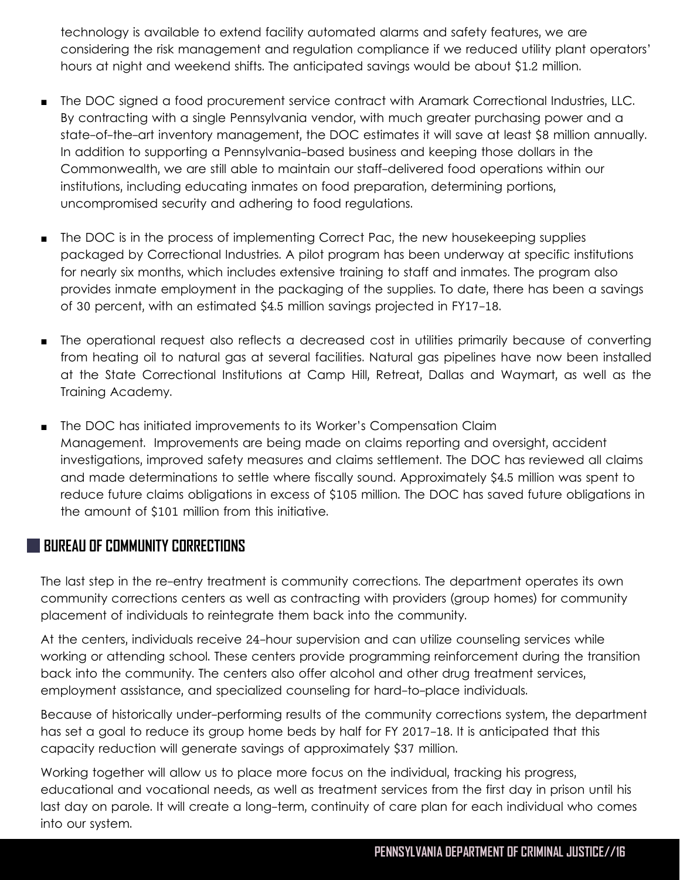technology is available to extend facility automated alarms and safety features, we are considering the risk management and regulation compliance if we reduced utility plant operators' hours at night and weekend shifts. The anticipated savings would be about $1.2 million.

- The DOC signed a food procurement service contract with Aramark Correctional Industries, LLC. By contracting with a single Pennsylvania vendor, with much greater purchasing power and a state-of-the-art inventory management, the DOC estimates it will save at least $8 million annually. In addition to supporting a Pennsylvania-based business and keeping those dollars in the Commonwealth, we are still able to maintain our staff-delivered food operations within our institutions, including educating inmates on food preparation, determining portions, uncompromised security and adhering to food regulations.

- The DOC is in the process of implementing Correct Pac, the new housekeeping supplies packaged by Correctional Industries. A pilot program has been underway at specific institutions for nearly six months, which includes extensive training to staff and inmates. The program also provides inmate employment in the packaging of the supplies. To date, there has been a savings of 30 percent, with an estimated $4.5 million savings projected in FY17-18.

- The operational request also reflects a decreased cost in utilities primarily because of converting from heating oil to natural gas at several facilities. Natural gas pipelines have now been installed at the State Correctional Institutions at Camp Hill, Retreat, Dallas and Waymart, as well as the Training Academy.

- The DOC has initiated improvements to its Worker's Compensation Claim Management. Improvements are being made on claims reporting and oversight, accident investigations, improved safety measures and claims settlement. The DOC has reviewed all claims and made determinations to settle where fiscally sound. Approximately $4.5 million was spent to reduce future claims obligations in excess of $105 million. The DOC has saved future obligations in the amount of $101 million from this initiative.

## BUREAU OF COMMUNITY CORRECTIONS

The last step in the re-entry treatment is community corrections. The department operates its own community corrections centers as well as contracting with providers (group homes) for community placement of individuals to reintegrate them back into the community.

At the centers, individuals receive 24-hour supervision and can utilize counseling services while working or attending school. These centers provide programming reinforcement during the transition back into the community. The centers also offer alcohol and other drug treatment services, employment assistance, and specialized counseling for hard-to-place individuals.

Because of historically under-performing results of the community corrections system, the department has set a goal to reduce its group home beds by half for FY 2017-18. It is anticipated that this capacity reduction will generate savings of approximately $37 million.

Working together will allow us to place more focus on the individual, tracking his progress, educational and vocational needs, as well as treatment services from the first day in prison until his last day on parole. It will create a long-term, continuity of care plan for each individual who comes into our system.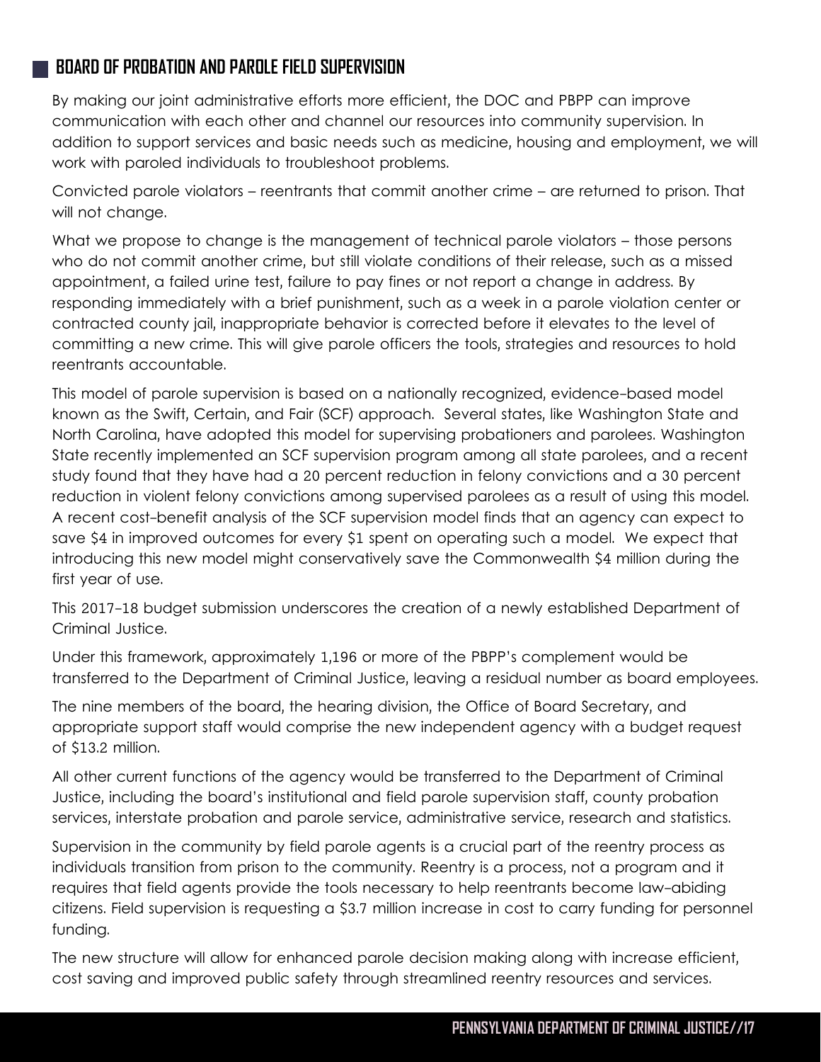## BOARD OF PROBATION AND PAROLE FIELD SUPERVISION

By making our joint administrative efforts more efficient, the DOC and PBPP can improve communication with each other and channel our resources into community supervision. In addition to support services and basic needs such as medicine, housing and employment, we will work with paroled individuals to troubleshoot problems.

Convicted parole violators – reentrants that commit another crime – are returned to prison. That will not change.

What we propose to change is the management of technical parole violators – those persons who do not commit another crime, but still violate conditions of their release, such as a missed appointment, a failed urine test, failure to pay fines or not report a change in address. By responding immediately with a brief punishment, such as a week in a parole violation center or contracted county jail, inappropriate behavior is corrected before it elevates to the level of committing a new crime. This will give parole officers the tools, strategies and resources to hold reentrants accountable.

This model of parole supervision is based on a nationally recognized, evidence-based model known as the Swift, Certain, and Fair (SCF) approach. Several states, like Washington State and North Carolina, have adopted this model for supervising probationers and parolees. Washington State recently implemented an SCF supervision program among all state parolees, and a recent study found that they have had a 20 percent reduction in felony convictions and a 30 percent reduction in violent felony convictions among supervised parolees as a result of using this model. A recent cost-benefit analysis of the SCF supervision model finds that an agency can expect to save $4 in improved outcomes for every $1 spent on operating such a model. We expect that introducing this new model might conservatively save the Commonwealth $4 million during the first year of use.

This 2017-18 budget submission underscores the creation of a newly established Department of Criminal Justice.

Under this framework, approximately 1,196 or more of the PBPP's complement would be transferred to the Department of Criminal Justice, leaving a residual number as board employees.

The nine members of the board, the hearing division, the Office of Board Secretary, and appropriate support staff would comprise the new independent agency with a budget request of $13.2 million.

All other current functions of the agency would be transferred to the Department of Criminal Justice, including the board's institutional and field parole supervision staff, county probation services, interstate probation and parole service, administrative service, research and statistics.

Supervision in the community by field parole agents is a crucial part of the reentry process as individuals transition from prison to the community. Reentry is a process, not a program and it requires that field agents provide the tools necessary to help reentrants become law-abiding citizens. Field supervision is requesting a $3.7 million increase in cost to carry funding for personnel funding.

The new structure will allow for enhanced parole decision making along with increase efficient, cost saving and improved public safety through streamlined reentry resources and services.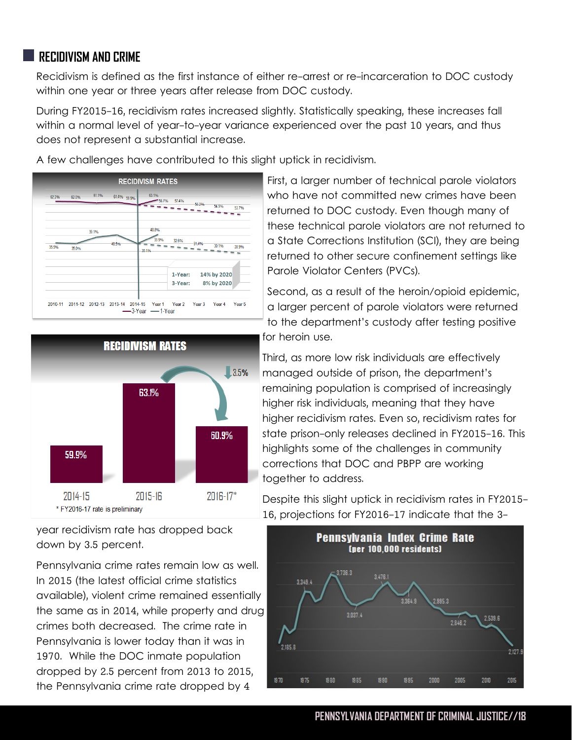## RECIDIVISM AND CRIME

Recidivism is defined as the first instance of either re-arrest or re-incarceration to DOC custody within one year or three years after release from DOC custody.

During FY2015-16, recidivism rates increased slightly. Statistically speaking, these increases fall within a normal level of year-to-year variance experienced over the past 10 years, and thus does not represent a substantial increase.

A few challenges have contributed to this slight uptick in recidivism.

First, a larger number of technical parole violators who have not committed new crimes have been returned to DOC custody. Even though many of these technical parole violators are not returned to a State Corrections Institution (SCI), they are being returned to other secure confinement settings like Parole Violator Centers (PVCs).

Second, as a result of the heroin/opioid epidemic, a larger percent of parole violators were returned to the department's custody after testing positive for heroin use.

Third, as more low risk individuals are effectively managed outside of prison, the department's remaining population is comprised of increasingly higher risk individuals, meaning that they have higher recidivism rates. Even so, recidivism rates for state prison-only releases declined in FY2015-16. This highlights some of the challenges in community corrections that DOC and PBPP are working together to address.

Despite this slight uptick in recidivism rates in FY2015-16, projections for FY2016-17 indicate that the 3-year recidivism rate has dropped back down by 3.5 percent.

Pennsylvania crime rates remain low as well. In 2015 (the latest official crime statistics available), violent crime remained essentially the same as in 2014, while property and drug crimes both decreased. The crime rate in Pennsylvania is lower today than it was in 1970. While the DOC inmate population dropped by 2.5 percent from 2013 to 2015, the Pennsylvania crime rate dropped by 4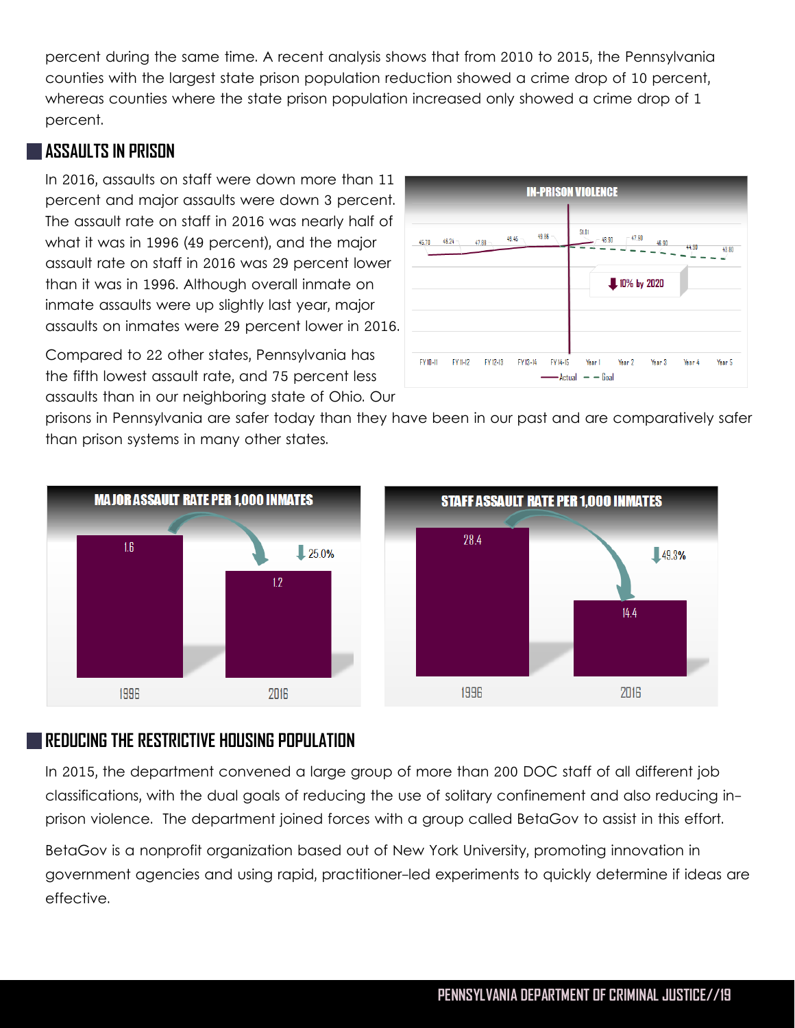percent during the same time. A recent analysis shows that from 2010 to 2015, the Pennsylvania counties with the largest state prison population reduction showed a crime drop of 10 percent, whereas counties where the state prison population increased only showed a crime drop of 1 percent.

## ASSAULTS IN PRISON

In 2016, assaults on staff were down more than 11 percent and major assaults were down 3 percent. The assault rate on staff in 2016 was nearly half of what it was in 1996 (49 percent), and the major assault rate on staff in 2016 was 29 percent lower than it was in 1996. Although overall inmate on inmate assaults were up slightly last year, major assaults on inmates were 29 percent lower in 2016.

Compared to 22 other states, Pennsylvania has the fifth lowest assault rate, and 75 percent less assaults than in our neighboring state of Ohio. Our prisons in Pennsylvania are safer today than they have been in our past and are comparatively safer than prison systems in many other states.

**IN-PRISON VIOLENCE**

| | FY 10-11 | FY 11-12 | FY 12-13 | FY 13-14 | FY 14-15 | Year 1 | Year 2 | Year 3 | Year 4 | Year 5 |
|---|---|---|---|---|---|---|---|---|---|---|
| Actual | 45.70 | 46.24 | 47.80 | 49.45 | 49.86 | 51.81 | | | | |
| Goal | | | | | | 48.90 | 47.90 | 46.90 | 44.90 | 43.80 |

10% by 2020

**MAJOR ASSAULT RATE PER 1,000 INMATES**

| 1996 | 2016 |
|---|---|
| 1.6 | 1.2 |

↓ 25.0%

**STAFF ASSAULT RATE PER 1,000 INMATES**

| 1996 | 2016 |
|---|---|
| 28.4 | 14.4 |

↓ 49.3%

## REDUCING THE RESTRICTIVE HOUSING POPULATION

In 2015, the department convened a large group of more than 200 DOC staff of all different job classifications, with the dual goals of reducing the use of solitary confinement and also reducing in-prison violence. The department joined forces with a group called BetaGov to assist in this effort.

BetaGov is a nonprofit organization based out of New York University, promoting innovation in government agencies and using rapid, practitioner-led experiments to quickly determine if ideas are effective.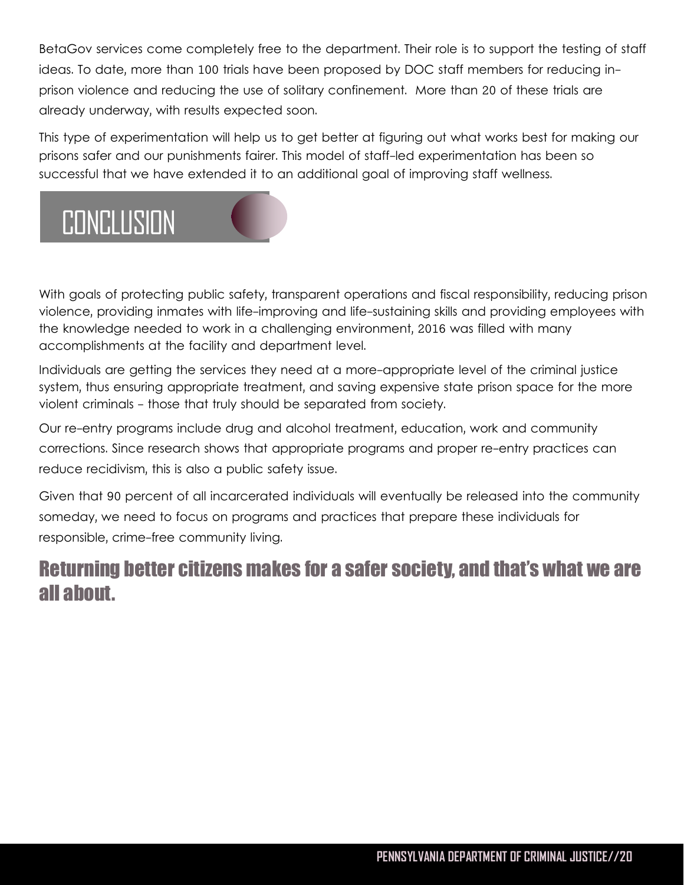BetaGov services come completely free to the department. Their role is to support the testing of staff ideas. To date, more than 100 trials have been proposed by DOC staff members for reducing in-prison violence and reducing the use of solitary confinement. More than 20 of these trials are already underway, with results expected soon.

This type of experimentation will help us to get better at figuring out what works best for making our prisons safer and our punishments fairer. This model of staff-led experimentation has been so successful that we have extended it to an additional goal of improving staff wellness.

## CONCLUSION

With goals of protecting public safety, transparent operations and fiscal responsibility, reducing prison violence, providing inmates with life-improving and life-sustaining skills and providing employees with the knowledge needed to work in a challenging environment, 2016 was filled with many accomplishments at the facility and department level.

Individuals are getting the services they need at a more-appropriate level of the criminal justice system, thus ensuring appropriate treatment, and saving expensive state prison space for the more violent criminals - those that truly should be separated from society.

Our re-entry programs include drug and alcohol treatment, education, work and community corrections. Since research shows that appropriate programs and proper re-entry practices can reduce recidivism, this is also a public safety issue.

Given that 90 percent of all incarcerated individuals will eventually be released into the community someday, we need to focus on programs and practices that prepare these individuals for responsible, crime-free community living.

### Returning better citizens makes for a safer society, and that's what we are all about.